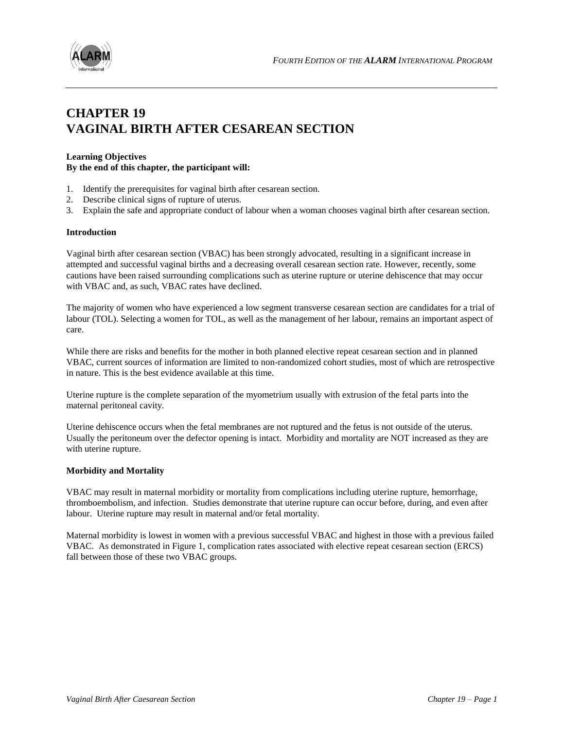# CHAPTER 19
# VAGINAL BIRTH AFTER CESAREAN SECTION

**Learning Objectives**
**By the end of this chapter, the participant will:**

1. Identify the prerequisites for vaginal birth after cesarean section.
2. Describe clinical signs of rupture of uterus.
3. Explain the safe and appropriate conduct of labour when a woman chooses vaginal birth after cesarean section.

**Introduction**

Vaginal birth after cesarean section (VBAC) has been strongly advocated, resulting in a significant increase in attempted and successful vaginal births and a decreasing overall cesarean section rate. However, recently, some cautions have been raised surrounding complications such as uterine rupture or uterine dehiscence that may occur with VBAC and, as such, VBAC rates have declined.

The majority of women who have experienced a low segment transverse cesarean section are candidates for a trial of labour (TOL). Selecting a women for TOL, as well as the management of her labour, remains an important aspect of care.

While there are risks and benefits for the mother in both planned elective repeat cesarean section and in planned VBAC, current sources of information are limited to non-randomized cohort studies, most of which are retrospective in nature. This is the best evidence available at this time.

Uterine rupture is the complete separation of the myometrium usually with extrusion of the fetal parts into the maternal peritoneal cavity.

Uterine dehiscence occurs when the fetal membranes are not ruptured and the fetus is not outside of the uterus. Usually the peritoneum over the defector opening is intact. Morbidity and mortality are NOT increased as they are with uterine rupture.

**Morbidity and Mortality**

VBAC may result in maternal morbidity or mortality from complications including uterine rupture, hemorrhage, thromboembolism, and infection. Studies demonstrate that uterine rupture can occur before, during, and even after labour. Uterine rupture may result in maternal and/or fetal mortality.

Maternal morbidity is lowest in women with a previous successful VBAC and highest in those with a previous failed VBAC. As demonstrated in Figure 1, complication rates associated with elective repeat cesarean section (ERCS) fall between those of these two VBAC groups.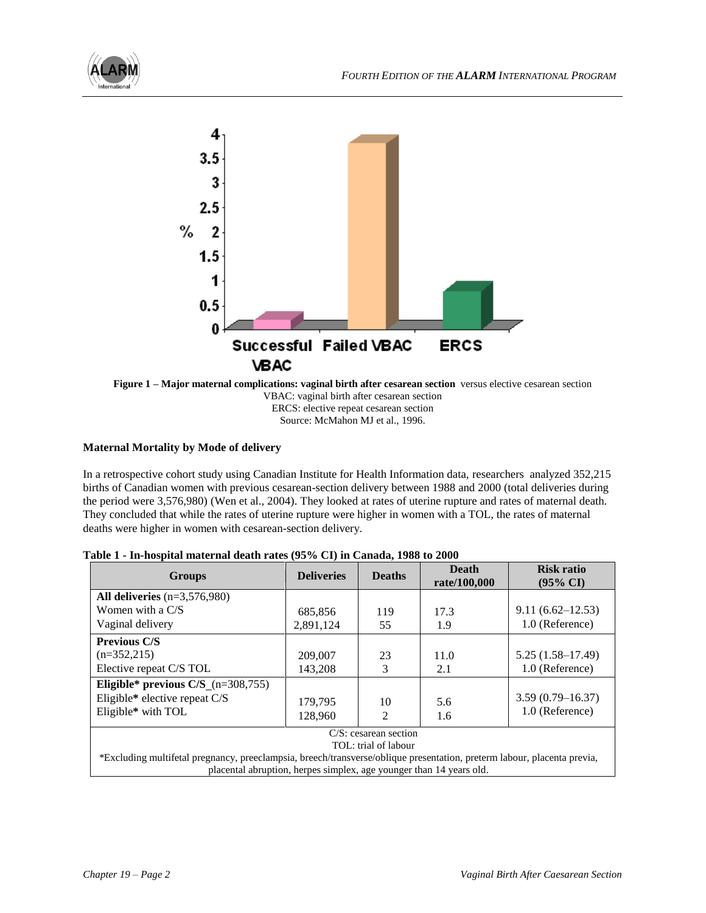Figure 1 – Major maternal complications: vaginal birth after cesarean section versus elective cesarean section
VBAC: vaginal birth after cesarean section
ERCS: elective repeat cesarean section
Source: McMahon MJ et al., 1996.

**Maternal Mortality by Mode of delivery**

In a retrospective cohort study using Canadian Institute for Health Information data, researchers analyzed 352,215 births of Canadian women with previous cesarean-section delivery between 1988 and 2000 (total deliveries during the period were 3,576,980) (Wen et al., 2004). They looked at rates of uterine rupture and rates of maternal death. They concluded that while the rates of uterine rupture were higher in women with a TOL, the rates of maternal deaths were higher in women with cesarean-section delivery.

**Table 1 - In-hospital maternal death rates (95% CI) in Canada, 1988 to 2000**

| Groups | Deliveries | Deaths | Death rate/100,000 | Risk ratio (95% CI) |
|---|---|---|---|---|
| **All deliveries** (n=3,576,980) | | | | |
| Women with a C/S | 685,856 | 119 | 17.3 | 9.11 (6.62–12.53) |
| Vaginal delivery | 2,891,124 | 55 | 1.9 | 1.0 (Reference) |
| **Previous C/S** (n=352,215) | | | | |
| Elective repeat C/S | 209,007 | 23 | 11.0 | 5.25 (1.58–17.49) |
| TOL | 143,208 | 3 | 2.1 | 1.0 (Reference) |
| **Eligible* previous C/S** (n=308,755) | | | | |
| Eligible* elective repeat C/S | 179,795 | 10 | 5.6 | 3.59 (0.79–16.37) |
| Eligible* with TOL | 128,960 | 2 | 1.6 | 1.0 (Reference) |

C/S: cesarean section
TOL: trial of labour
*Excluding multifetal pregnancy, preeclampsia, breech/transverse/oblique presentation, preterm labour, placenta previa, placental abruption, herpes simplex, age younger than 14 years old.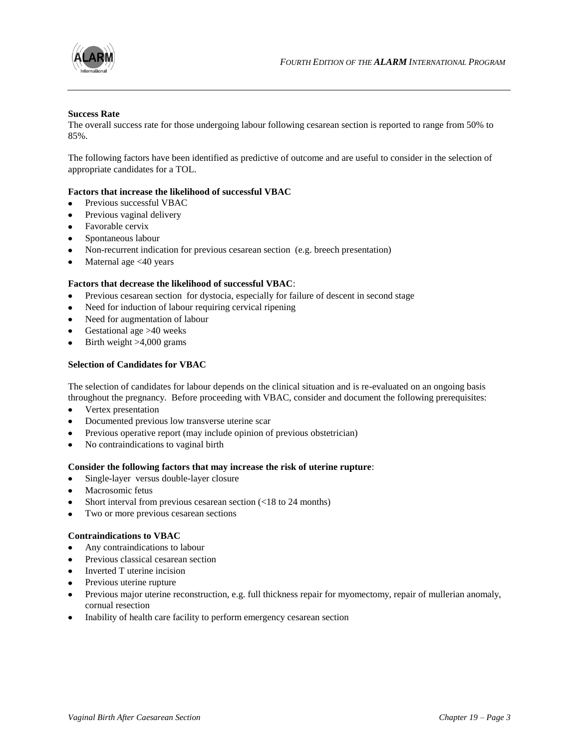**Success Rate**

The overall success rate for those undergoing labour following cesarean section is reported to range from 50% to 85%.

The following factors have been identified as predictive of outcome and are useful to consider in the selection of appropriate candidates for a TOL.

**Factors that increase the likelihood of successful VBAC**

- Previous successful VBAC
- Previous vaginal delivery
- Favorable cervix
- Spontaneous labour
- Non-recurrent indication for previous cesarean section (e.g. breech presentation)
- Maternal age <40 years

**Factors that decrease the likelihood of successful VBAC**:

- Previous cesarean section for dystocia, especially for failure of descent in second stage
- Need for induction of labour requiring cervical ripening
- Need for augmentation of labour
- Gestational age >40 weeks
- Birth weight >4,000 grams

**Selection of Candidates for VBAC**

The selection of candidates for labour depends on the clinical situation and is re-evaluated on an ongoing basis throughout the pregnancy. Before proceeding with VBAC, consider and document the following prerequisites:

- Vertex presentation
- Documented previous low transverse uterine scar
- Previous operative report (may include opinion of previous obstetrician)
- No contraindications to vaginal birth

**Consider the following factors that may increase the risk of uterine rupture**:

- Single-layer versus double-layer closure
- Macrosomic fetus
- Short interval from previous cesarean section (<18 to 24 months)
- Two or more previous cesarean sections

**Contraindications to VBAC**

- Any contraindications to labour
- Previous classical cesarean section
- Inverted T uterine incision
- Previous uterine rupture
- Previous major uterine reconstruction, e.g. full thickness repair for myomectomy, repair of mullerian anomaly, cornual resection
- Inability of health care facility to perform emergency cesarean section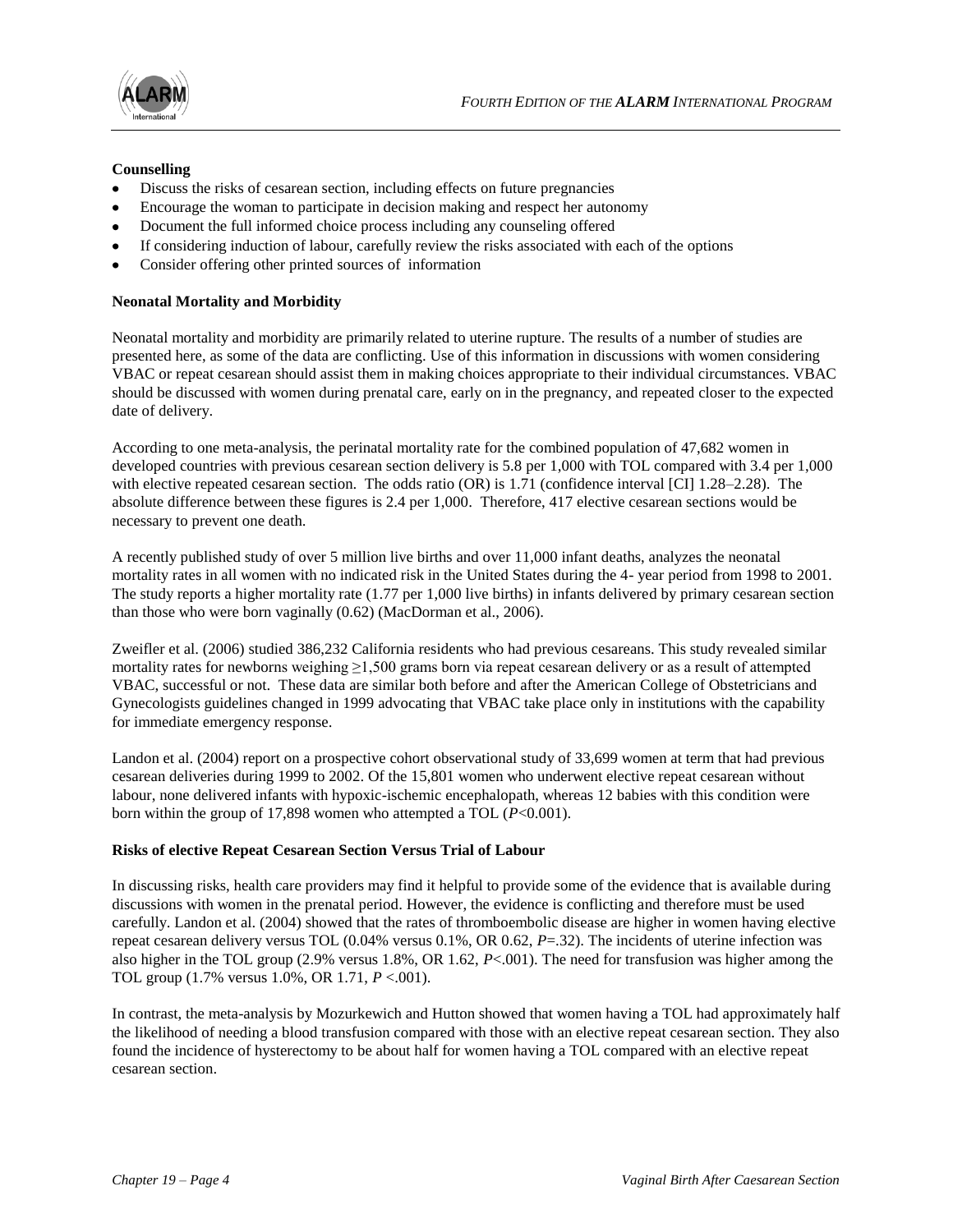**Counselling**

- Discuss the risks of cesarean section, including effects on future pregnancies
- Encourage the woman to participate in decision making and respect her autonomy
- Document the full informed choice process including any counseling offered
- If considering induction of labour, carefully review the risks associated with each of the options
- Consider offering other printed sources of information

**Neonatal Mortality and Morbidity**

Neonatal mortality and morbidity are primarily related to uterine rupture. The results of a number of studies are presented here, as some of the data are conflicting. Use of this information in discussions with women considering VBAC or repeat cesarean should assist them in making choices appropriate to their individual circumstances. VBAC should be discussed with women during prenatal care, early on in the pregnancy, and repeated closer to the expected date of delivery.

According to one meta-analysis, the perinatal mortality rate for the combined population of 47,682 women in developed countries with previous cesarean section delivery is 5.8 per 1,000 with TOL compared with 3.4 per 1,000 with elective repeated cesarean section. The odds ratio (OR) is 1.71 (confidence interval [CI] 1.28–2.28). The absolute difference between these figures is 2.4 per 1,000. Therefore, 417 elective cesarean sections would be necessary to prevent one death.

A recently published study of over 5 million live births and over 11,000 infant deaths, analyzes the neonatal mortality rates in all women with no indicated risk in the United States during the 4- year period from 1998 to 2001. The study reports a higher mortality rate (1.77 per 1,000 live births) in infants delivered by primary cesarean section than those who were born vaginally (0.62) (MacDorman et al., 2006).

Zweifler et al. (2006) studied 386,232 California residents who had previous cesareans. This study revealed similar mortality rates for newborns weighing ≥1,500 grams born via repeat cesarean delivery or as a result of attempted VBAC, successful or not. These data are similar both before and after the American College of Obstetricians and Gynecologists guidelines changed in 1999 advocating that VBAC take place only in institutions with the capability for immediate emergency response.

Landon et al. (2004) report on a prospective cohort observational study of 33,699 women at term that had previous cesarean deliveries during 1999 to 2002. Of the 15,801 women who underwent elective repeat cesarean without labour, none delivered infants with hypoxic-ischemic encephalopath, whereas 12 babies with this condition were born within the group of 17,898 women who attempted a TOL ($P$<0.001).

**Risks of elective Repeat Cesarean Section Versus Trial of Labour**

In discussing risks, health care providers may find it helpful to provide some of the evidence that is available during discussions with women in the prenatal period. However, the evidence is conflicting and therefore must be used carefully. Landon et al. (2004) showed that the rates of thromboembolic disease are higher in women having elective repeat cesarean delivery versus TOL (0.04% versus 0.1%, OR 0.62, $P$=.32). The incidents of uterine infection was also higher in the TOL group (2.9% versus 1.8%, OR 1.62, $P$<.001). The need for transfusion was higher among the TOL group (1.7% versus 1.0%, OR 1.71, $P$ <.001).

In contrast, the meta-analysis by Mozurkewich and Hutton showed that women having a TOL had approximately half the likelihood of needing a blood transfusion compared with those with an elective repeat cesarean section. They also found the incidence of hysterectomy to be about half for women having a TOL compared with an elective repeat cesarean section.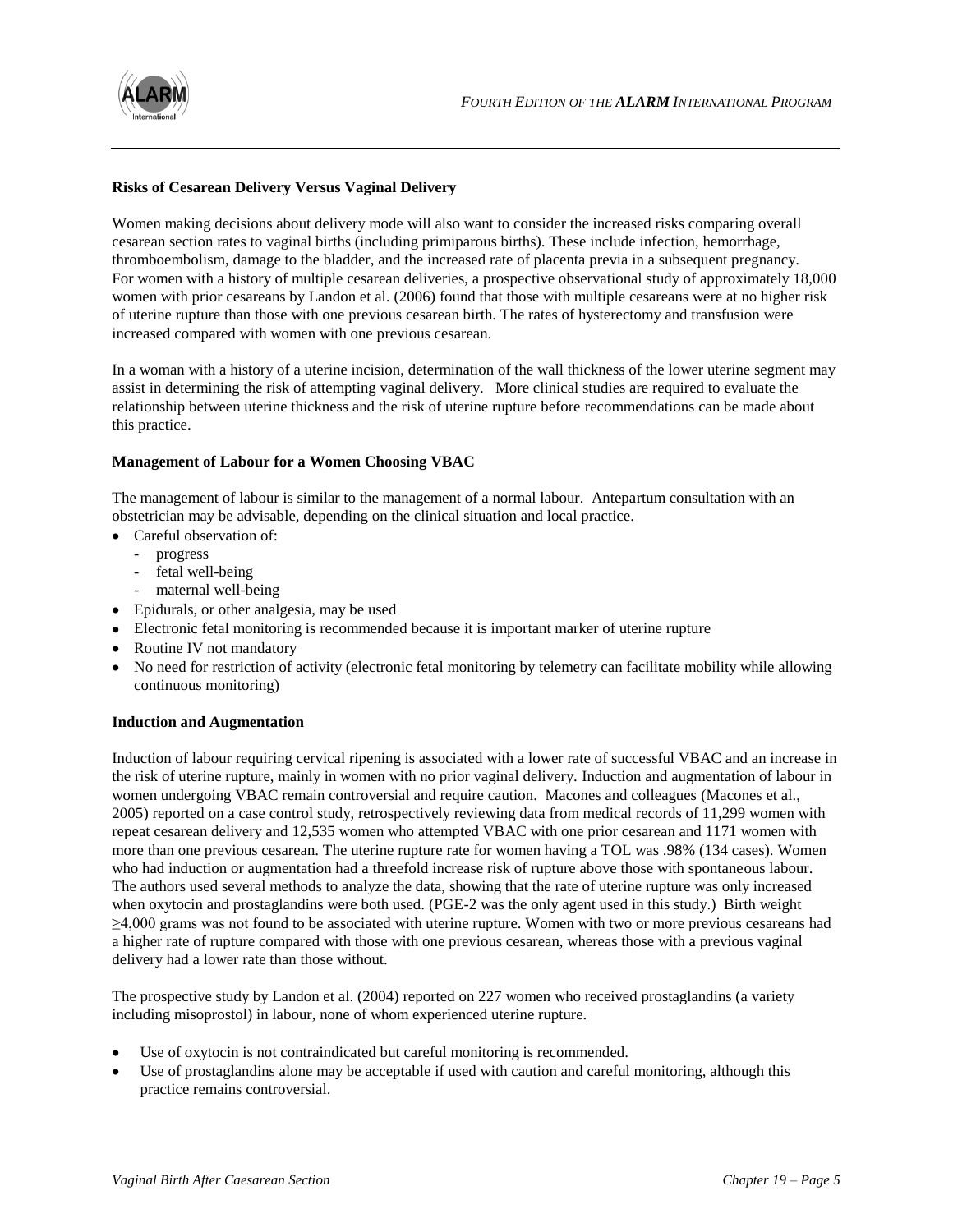### Risks of Cesarean Delivery Versus Vaginal Delivery

Women making decisions about delivery mode will also want to consider the increased risks comparing overall cesarean section rates to vaginal births (including primiparous births). These include infection, hemorrhage, thromboembolism, damage to the bladder, and the increased rate of placenta previa in a subsequent pregnancy. For women with a history of multiple cesarean deliveries, a prospective observational study of approximately 18,000 women with prior cesareans by Landon et al. (2006) found that those with multiple cesareans were at no higher risk of uterine rupture than those with one previous cesarean birth. The rates of hysterectomy and transfusion were increased compared with women with one previous cesarean.

In a woman with a history of a uterine incision, determination of the wall thickness of the lower uterine segment may assist in determining the risk of attempting vaginal delivery. More clinical studies are required to evaluate the relationship between uterine thickness and the risk of uterine rupture before recommendations can be made about this practice.

### Management of Labour for a Women Choosing VBAC

The management of labour is similar to the management of a normal labour. Antepartum consultation with an obstetrician may be advisable, depending on the clinical situation and local practice.

- Careful observation of:
  - progress
  - fetal well-being
  - maternal well-being
- Epidurals, or other analgesia, may be used
- Electronic fetal monitoring is recommended because it is important marker of uterine rupture
- Routine IV not mandatory
- No need for restriction of activity (electronic fetal monitoring by telemetry can facilitate mobility while allowing continuous monitoring)

### Induction and Augmentation

Induction of labour requiring cervical ripening is associated with a lower rate of successful VBAC and an increase in the risk of uterine rupture, mainly in women with no prior vaginal delivery. Induction and augmentation of labour in women undergoing VBAC remain controversial and require caution. Macones and colleagues (Macones et al., 2005) reported on a case control study, retrospectively reviewing data from medical records of 11,299 women with repeat cesarean delivery and 12,535 women who attempted VBAC with one prior cesarean and 1171 women with more than one previous cesarean. The uterine rupture rate for women having a TOL was .98% (134 cases). Women who had induction or augmentation had a threefold increase risk of rupture above those with spontaneous labour. The authors used several methods to analyze the data, showing that the rate of uterine rupture was only increased when oxytocin and prostaglandins were both used. (PGE-2 was the only agent used in this study.) Birth weight ≥4,000 grams was not found to be associated with uterine rupture. Women with two or more previous cesareans had a higher rate of rupture compared with those with one previous cesarean, whereas those with a previous vaginal delivery had a lower rate than those without.

The prospective study by Landon et al. (2004) reported on 227 women who received prostaglandins (a variety including misoprostol) in labour, none of whom experienced uterine rupture.

- Use of oxytocin is not contraindicated but careful monitoring is recommended.
- Use of prostaglandins alone may be acceptable if used with caution and careful monitoring, although this practice remains controversial.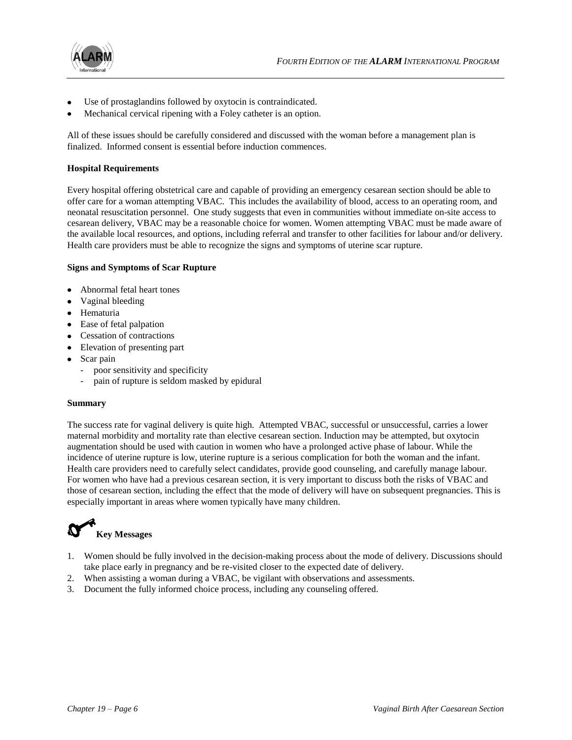- Use of prostaglandins followed by oxytocin is contraindicated.
- Mechanical cervical ripening with a Foley catheter is an option.

All of these issues should be carefully considered and discussed with the woman before a management plan is finalized. Informed consent is essential before induction commences.

**Hospital Requirements**

Every hospital offering obstetrical care and capable of providing an emergency cesarean section should be able to offer care for a woman attempting VBAC. This includes the availability of blood, access to an operating room, and neonatal resuscitation personnel. One study suggests that even in communities without immediate on-site access to cesarean delivery, VBAC may be a reasonable choice for women. Women attempting VBAC must be made aware of the available local resources, and options, including referral and transfer to other facilities for labour and/or delivery. Health care providers must be able to recognize the signs and symptoms of uterine scar rupture.

**Signs and Symptoms of Scar Rupture**

- Abnormal fetal heart tones
- Vaginal bleeding
- Hematuria
- Ease of fetal palpation
- Cessation of contractions
- Elevation of presenting part
- Scar pain
  - poor sensitivity and specificity
  - pain of rupture is seldom masked by epidural

**Summary**

The success rate for vaginal delivery is quite high. Attempted VBAC, successful or unsuccessful, carries a lower maternal morbidity and mortality rate than elective cesarean section. Induction may be attempted, but oxytocin augmentation should be used with caution in women who have a prolonged active phase of labour. While the incidence of uterine rupture is low, uterine rupture is a serious complication for both the woman and the infant. Health care providers need to carefully select candidates, provide good counseling, and carefully manage labour. For women who have had a previous cesarean section, it is very important to discuss both the risks of VBAC and those of cesarean section, including the effect that the mode of delivery will have on subsequent pregnancies. This is especially important in areas where women typically have many children.

**Key Messages**

1. Women should be fully involved in the decision-making process about the mode of delivery. Discussions should take place early in pregnancy and be re-visited closer to the expected date of delivery.
2. When assisting a woman during a VBAC, be vigilant with observations and assessments.
3. Document the fully informed choice process, including any counseling offered.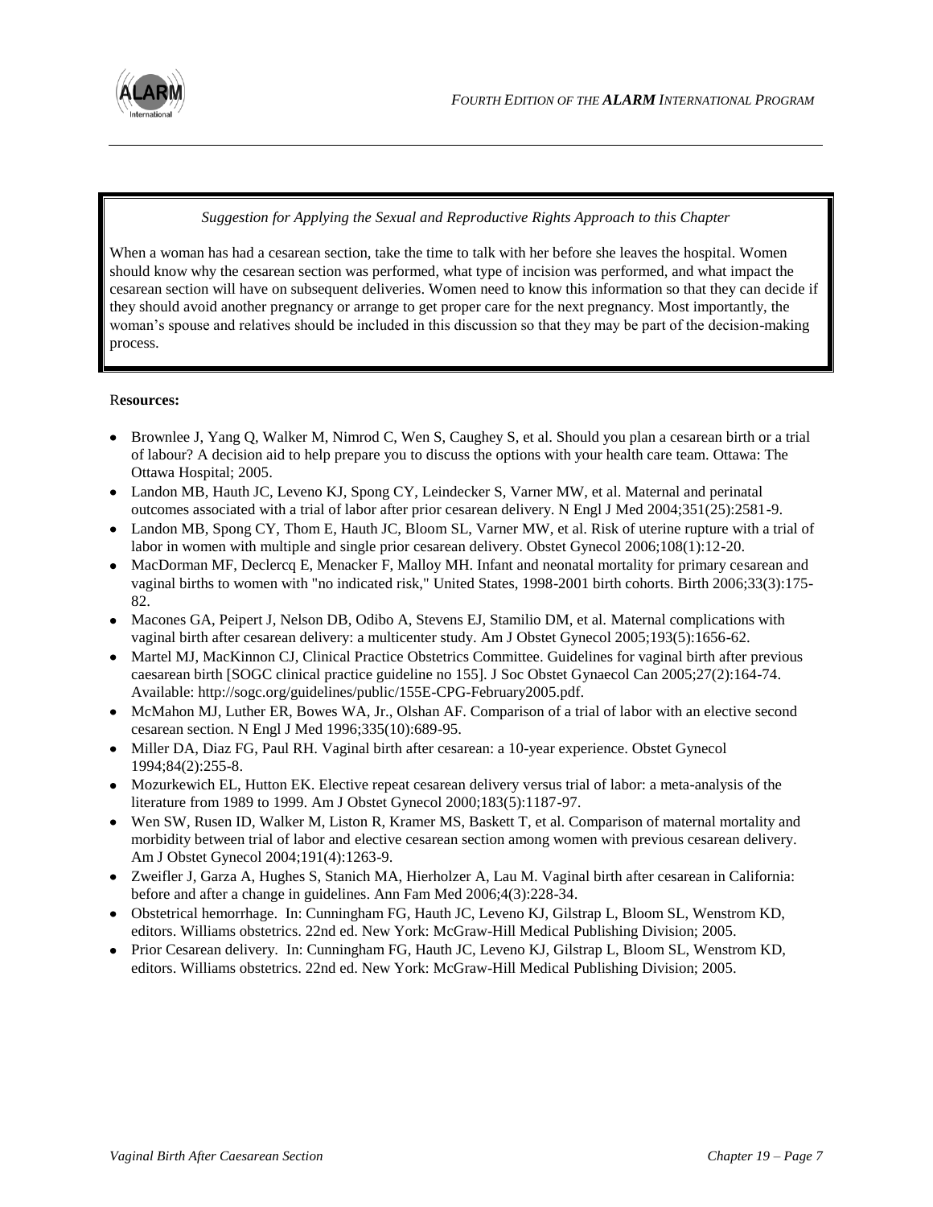*Suggestion for Applying the Sexual and Reproductive Rights Approach to this Chapter*

When a woman has had a cesarean section, take the time to talk with her before she leaves the hospital. Women should know why the cesarean section was performed, what type of incision was performed, and what impact the cesarean section will have on subsequent deliveries. Women need to know this information so that they can decide if they should avoid another pregnancy or arrange to get proper care for the next pregnancy. Most importantly, the woman's spouse and relatives should be included in this discussion so that they may be part of the decision-making process.

**Resources:**

- Brownlee J, Yang Q, Walker M, Nimrod C, Wen S, Caughey S, et al. Should you plan a cesarean birth or a trial of labour? A decision aid to help prepare you to discuss the options with your health care team. Ottawa: The Ottawa Hospital; 2005.
- Landon MB, Hauth JC, Leveno KJ, Spong CY, Leindecker S, Varner MW, et al. Maternal and perinatal outcomes associated with a trial of labor after prior cesarean delivery. N Engl J Med 2004;351(25):2581-9.
- Landon MB, Spong CY, Thom E, Hauth JC, Bloom SL, Varner MW, et al. Risk of uterine rupture with a trial of labor in women with multiple and single prior cesarean delivery. Obstet Gynecol 2006;108(1):12-20.
- MacDorman MF, Declercq E, Menacker F, Malloy MH. Infant and neonatal mortality for primary cesarean and vaginal births to women with "no indicated risk," United States, 1998-2001 birth cohorts. Birth 2006;33(3):175-82.
- Macones GA, Peipert J, Nelson DB, Odibo A, Stevens EJ, Stamilio DM, et al. Maternal complications with vaginal birth after cesarean delivery: a multicenter study. Am J Obstet Gynecol 2005;193(5):1656-62.
- Martel MJ, MacKinnon CJ, Clinical Practice Obstetrics Committee. Guidelines for vaginal birth after previous caesarean birth [SOGC clinical practice guideline no 155]. J Soc Obstet Gynaecol Can 2005;27(2):164-74. Available: http://sogc.org/guidelines/public/155E-CPG-February2005.pdf.
- McMahon MJ, Luther ER, Bowes WA, Jr., Olshan AF. Comparison of a trial of labor with an elective second cesarean section. N Engl J Med 1996;335(10):689-95.
- Miller DA, Diaz FG, Paul RH. Vaginal birth after cesarean: a 10-year experience. Obstet Gynecol 1994;84(2):255-8.
- Mozurkewich EL, Hutton EK. Elective repeat cesarean delivery versus trial of labor: a meta-analysis of the literature from 1989 to 1999. Am J Obstet Gynecol 2000;183(5):1187-97.
- Wen SW, Rusen ID, Walker M, Liston R, Kramer MS, Baskett T, et al. Comparison of maternal mortality and morbidity between trial of labor and elective cesarean section among women with previous cesarean delivery. Am J Obstet Gynecol 2004;191(4):1263-9.
- Zweifler J, Garza A, Hughes S, Stanich MA, Hierholzer A, Lau M. Vaginal birth after cesarean in California: before and after a change in guidelines. Ann Fam Med 2006;4(3):228-34.
- Obstetrical hemorrhage. In: Cunningham FG, Hauth JC, Leveno KJ, Gilstrap L, Bloom SL, Wenstrom KD, editors. Williams obstetrics. 22nd ed. New York: McGraw-Hill Medical Publishing Division; 2005.
- Prior Cesarean delivery. In: Cunningham FG, Hauth JC, Leveno KJ, Gilstrap L, Bloom SL, Wenstrom KD, editors. Williams obstetrics. 22nd ed. New York: McGraw-Hill Medical Publishing Division; 2005.